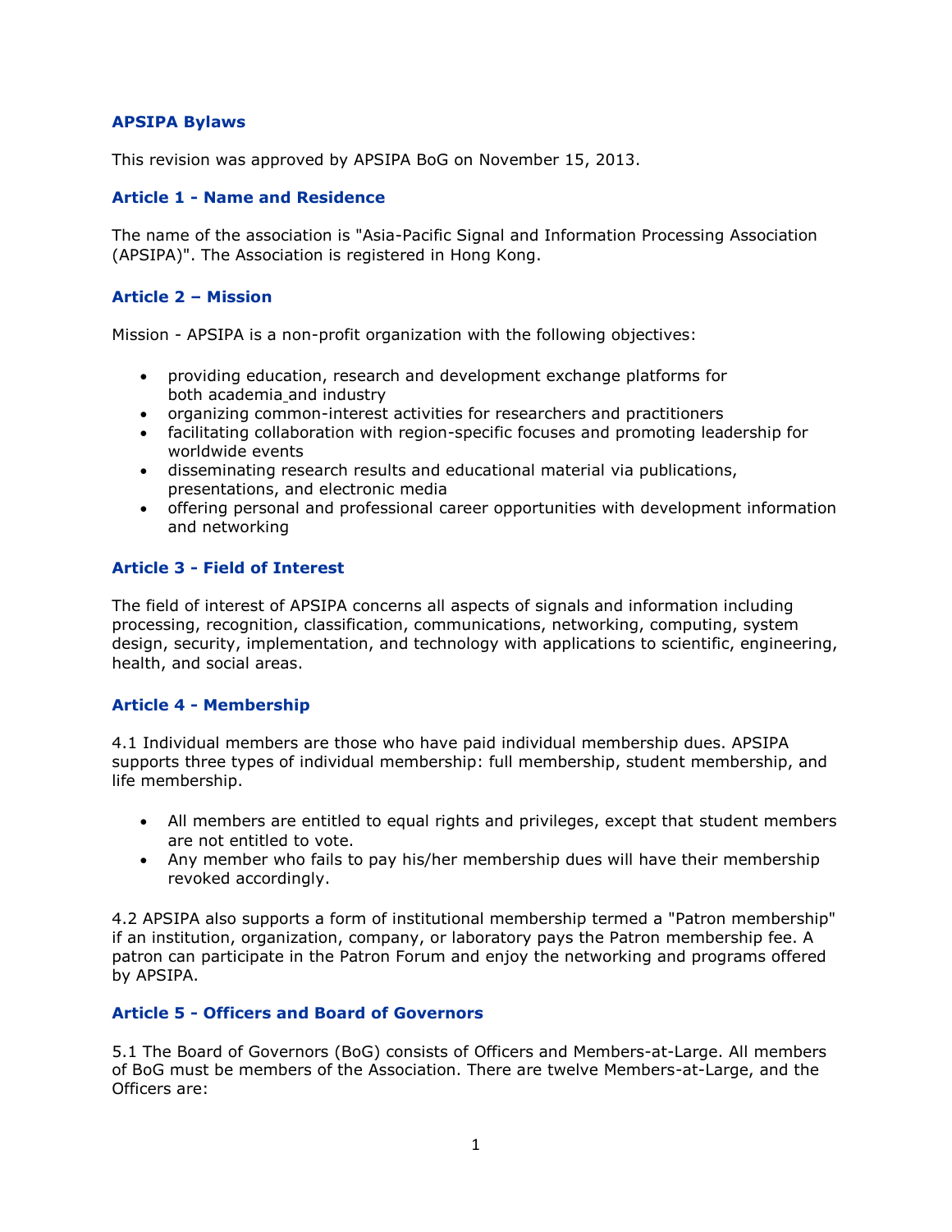## APSIPA Bylaws

This revision was approved by APSIPA BoG on November 15, 2013.

### Article 1 - Name and Residence

The name of the association is "Asia-Pacific Signal and Information Processing Association (APSIPA)". The Association is registered in Hong Kong.

### Article 2 – Mission

Mission - APSIPA is a non-profit organization with the following objectives:

- providing education, research and development exchange platforms for both academia and industry
- organizing common-interest activities for researchers and practitioners
- facilitating collaboration with region-specific focuses and promoting leadership for worldwide events
- disseminating research results and educational material via publications, presentations, and electronic media
- offering personal and professional career opportunities with development information and networking

### Article 3 - Field of Interest

The field of interest of APSIPA concerns all aspects of signals and information including processing, recognition, classification, communications, networking, computing, system design, security, implementation, and technology with applications to scientific, engineering, health, and social areas.

### Article 4 - Membership

4.1 Individual members are those who have paid individual membership dues. APSIPA supports three types of individual membership: full membership, student membership, and life membership.

- All members are entitled to equal rights and privileges, except that student members are not entitled to vote.
- Any member who fails to pay his/her membership dues will have their membership revoked accordingly.

4.2 APSIPA also supports a form of institutional membership termed a "Patron membership" if an institution, organization, company, or laboratory pays the Patron membership fee. A patron can participate in the Patron Forum and enjoy the networking and programs offered by APSIPA.

### Article 5 - Officers and Board of Governors

5.1 The Board of Governors (BoG) consists of Officers and Members-at-Large. All members of BoG must be members of the Association. There are twelve Members-at-Large, and the Officers are: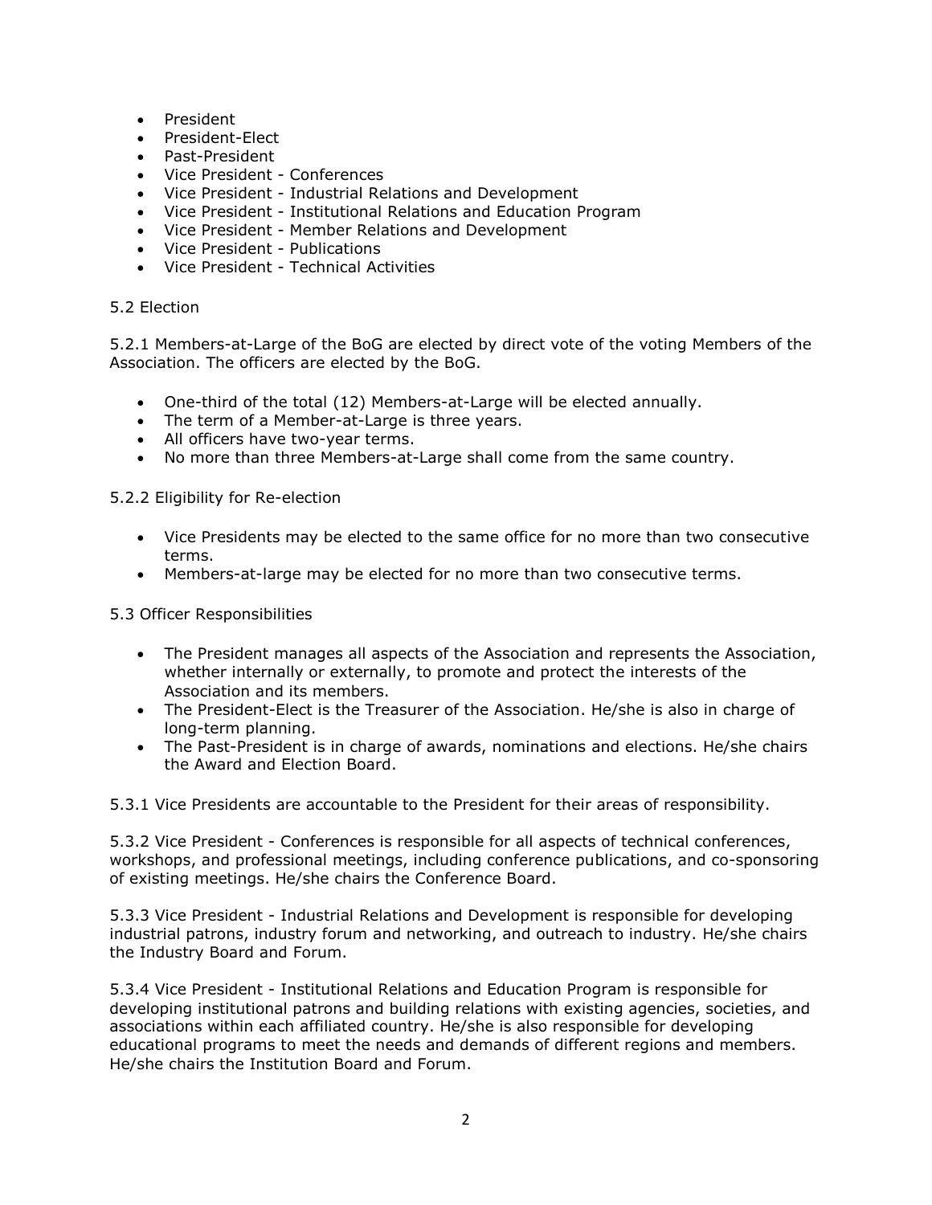- President
- President-Elect
- Past-President
- Vice President - Conferences
- Vice President - Industrial Relations and Development
- Vice President - Institutional Relations and Education Program
- Vice President - Member Relations and Development
- Vice President - Publications
- Vice President - Technical Activities

5.2 Election

5.2.1 Members-at-Large of the BoG are elected by direct vote of the voting Members of the Association. The officers are elected by the BoG.

- One-third of the total (12) Members-at-Large will be elected annually.
- The term of a Member-at-Large is three years.
- All officers have two-year terms.
- No more than three Members-at-Large shall come from the same country.

5.2.2 Eligibility for Re-election

- Vice Presidents may be elected to the same office for no more than two consecutive terms.
- Members-at-large may be elected for no more than two consecutive terms.

5.3 Officer Responsibilities

- The President manages all aspects of the Association and represents the Association, whether internally or externally, to promote and protect the interests of the Association and its members.
- The President-Elect is the Treasurer of the Association. He/she is also in charge of long-term planning.
- The Past-President is in charge of awards, nominations and elections. He/she chairs the Award and Election Board.

5.3.1 Vice Presidents are accountable to the President for their areas of responsibility.

5.3.2 Vice President - Conferences is responsible for all aspects of technical conferences, workshops, and professional meetings, including conference publications, and co-sponsoring of existing meetings. He/she chairs the Conference Board.

5.3.3 Vice President - Industrial Relations and Development is responsible for developing industrial patrons, industry forum and networking, and outreach to industry. He/she chairs the Industry Board and Forum.

5.3.4 Vice President - Institutional Relations and Education Program is responsible for developing institutional patrons and building relations with existing agencies, societies, and associations within each affiliated country. He/she is also responsible for developing educational programs to meet the needs and demands of different regions and members. He/she chairs the Institution Board and Forum.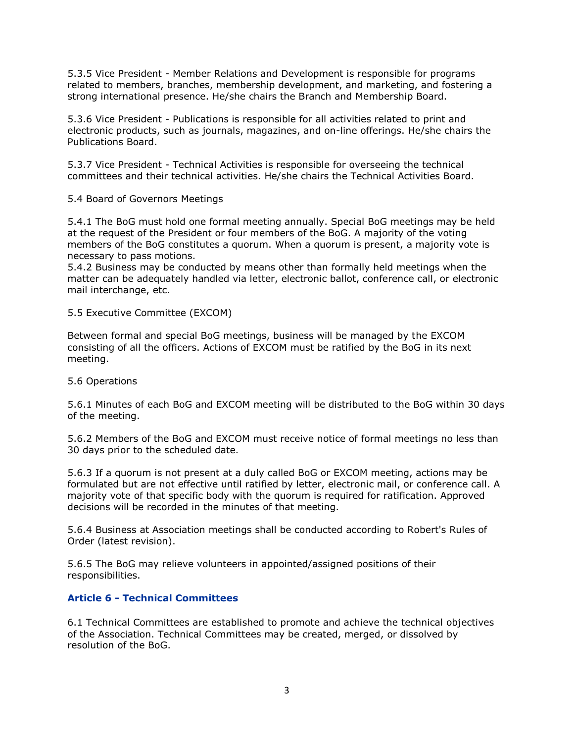5.3.5 Vice President - Member Relations and Development is responsible for programs related to members, branches, membership development, and marketing, and fostering a strong international presence. He/she chairs the Branch and Membership Board.

5.3.6 Vice President - Publications is responsible for all activities related to print and electronic products, such as journals, magazines, and on-line offerings. He/she chairs the Publications Board.

5.3.7 Vice President - Technical Activities is responsible for overseeing the technical committees and their technical activities. He/she chairs the Technical Activities Board.

5.4 Board of Governors Meetings

5.4.1 The BoG must hold one formal meeting annually. Special BoG meetings may be held at the request of the President or four members of the BoG. A majority of the voting members of the BoG constitutes a quorum. When a quorum is present, a majority vote is necessary to pass motions.
5.4.2 Business may be conducted by means other than formally held meetings when the matter can be adequately handled via letter, electronic ballot, conference call, or electronic mail interchange, etc.

5.5 Executive Committee (EXCOM)

Between formal and special BoG meetings, business will be managed by the EXCOM consisting of all the officers. Actions of EXCOM must be ratified by the BoG in its next meeting.

5.6 Operations

5.6.1 Minutes of each BoG and EXCOM meeting will be distributed to the BoG within 30 days of the meeting.

5.6.2 Members of the BoG and EXCOM must receive notice of formal meetings no less than 30 days prior to the scheduled date.

5.6.3 If a quorum is not present at a duly called BoG or EXCOM meeting, actions may be formulated but are not effective until ratified by letter, electronic mail, or conference call. A majority vote of that specific body with the quorum is required for ratification. Approved decisions will be recorded in the minutes of that meeting.

5.6.4 Business at Association meetings shall be conducted according to Robert's Rules of Order (latest revision).

5.6.5 The BoG may relieve volunteers in appointed/assigned positions of their responsibilities.

## Article 6 - Technical Committees

6.1 Technical Committees are established to promote and achieve the technical objectives of the Association. Technical Committees may be created, merged, or dissolved by resolution of the BoG.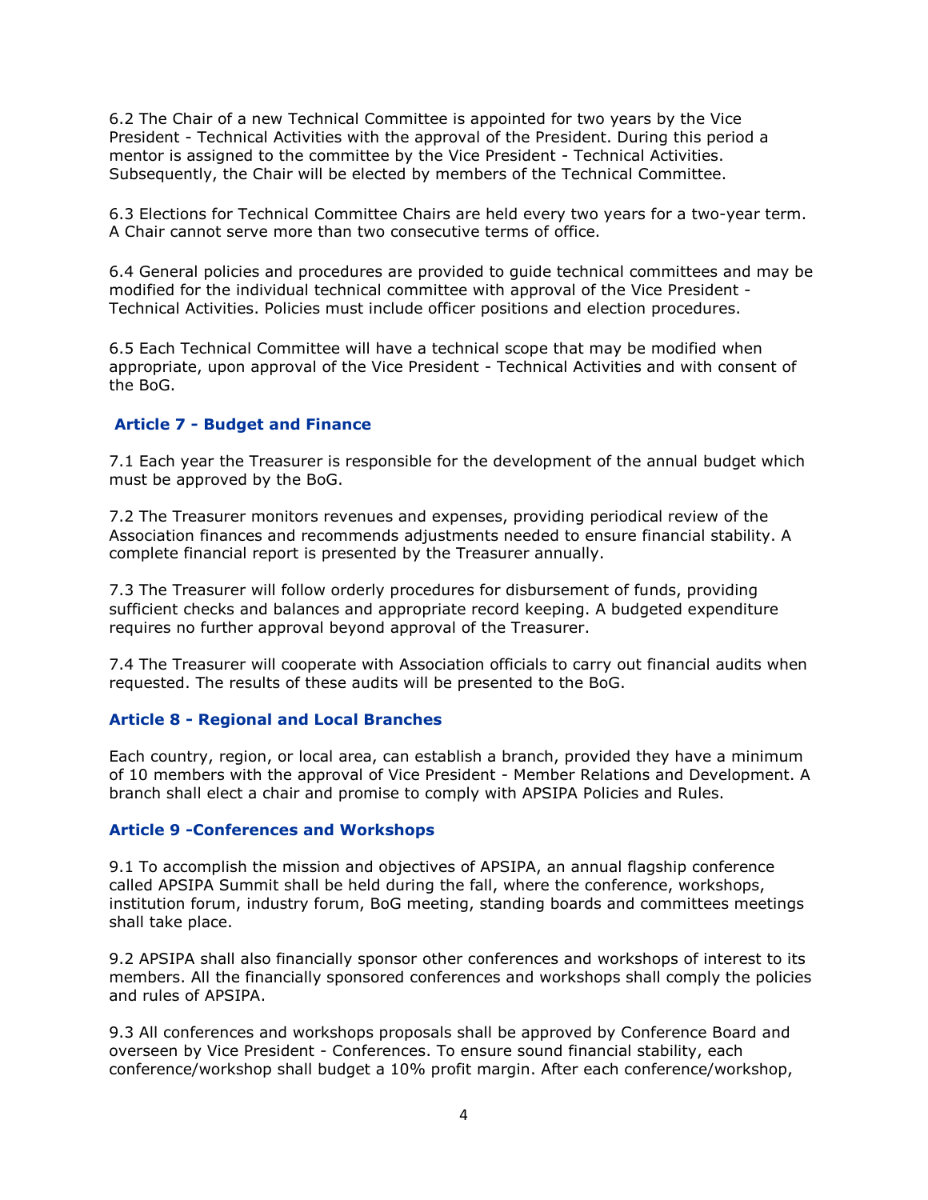6.2 The Chair of a new Technical Committee is appointed for two years by the Vice President - Technical Activities with the approval of the President. During this period a mentor is assigned to the committee by the Vice President - Technical Activities. Subsequently, the Chair will be elected by members of the Technical Committee.

6.3 Elections for Technical Committee Chairs are held every two years for a two-year term. A Chair cannot serve more than two consecutive terms of office.

6.4 General policies and procedures are provided to guide technical committees and may be modified for the individual technical committee with approval of the Vice President - Technical Activities. Policies must include officer positions and election procedures.

6.5 Each Technical Committee will have a technical scope that may be modified when appropriate, upon approval of the Vice President - Technical Activities and with consent of the BoG.

## Article 7 - Budget and Finance

7.1 Each year the Treasurer is responsible for the development of the annual budget which must be approved by the BoG.

7.2 The Treasurer monitors revenues and expenses, providing periodical review of the Association finances and recommends adjustments needed to ensure financial stability. A complete financial report is presented by the Treasurer annually.

7.3 The Treasurer will follow orderly procedures for disbursement of funds, providing sufficient checks and balances and appropriate record keeping. A budgeted expenditure requires no further approval beyond approval of the Treasurer.

7.4 The Treasurer will cooperate with Association officials to carry out financial audits when requested. The results of these audits will be presented to the BoG.

## Article 8 - Regional and Local Branches

Each country, region, or local area, can establish a branch, provided they have a minimum of 10 members with the approval of Vice President - Member Relations and Development. A branch shall elect a chair and promise to comply with APSIPA Policies and Rules.

## Article 9 -Conferences and Workshops

9.1 To accomplish the mission and objectives of APSIPA, an annual flagship conference called APSIPA Summit shall be held during the fall, where the conference, workshops, institution forum, industry forum, BoG meeting, standing boards and committees meetings shall take place.

9.2 APSIPA shall also financially sponsor other conferences and workshops of interest to its members. All the financially sponsored conferences and workshops shall comply the policies and rules of APSIPA.

9.3 All conferences and workshops proposals shall be approved by Conference Board and overseen by Vice President - Conferences. To ensure sound financial stability, each conference/workshop shall budget a 10% profit margin. After each conference/workshop,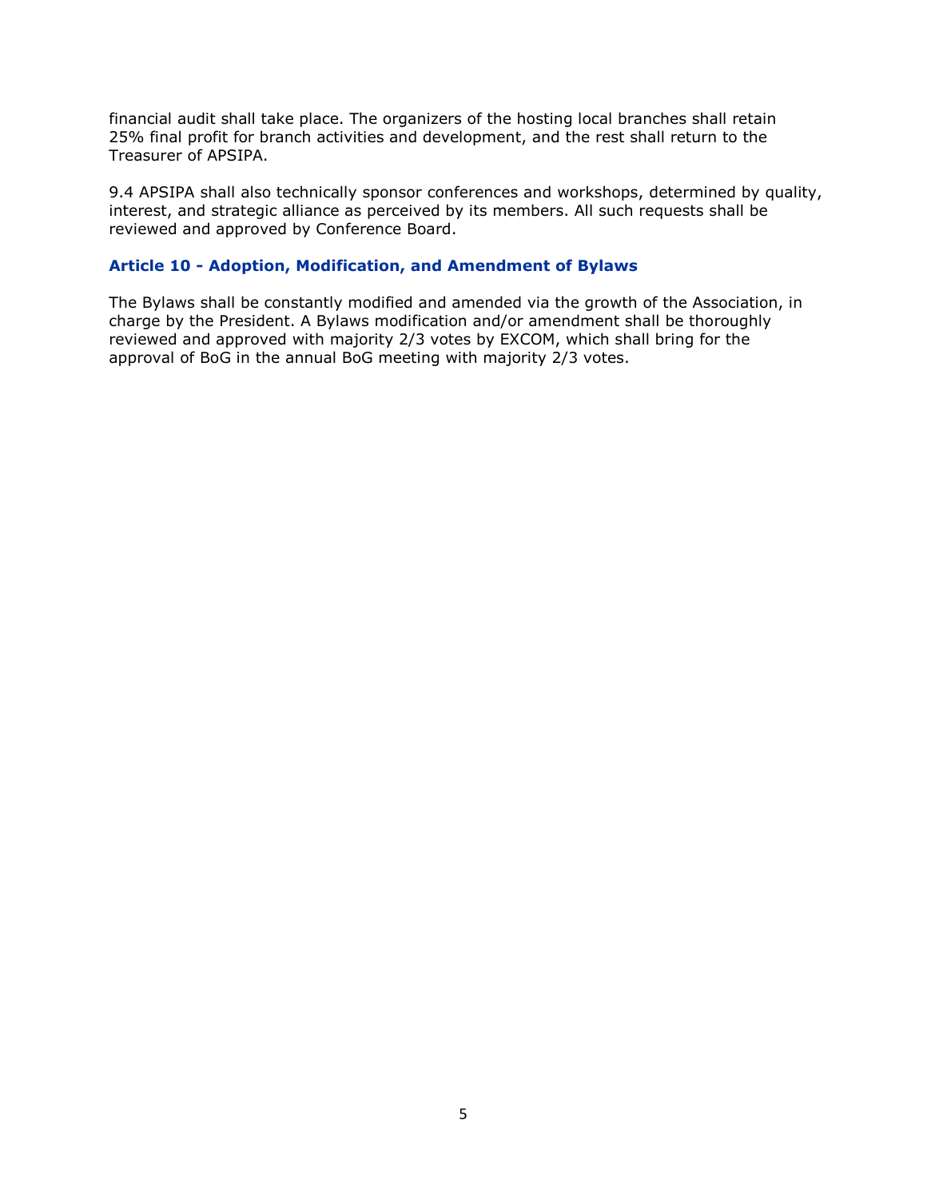financial audit shall take place. The organizers of the hosting local branches shall retain 25% final profit for branch activities and development, and the rest shall return to the Treasurer of APSIPA.

9.4 APSIPA shall also technically sponsor conferences and workshops, determined by quality, interest, and strategic alliance as perceived by its members. All such requests shall be reviewed and approved by Conference Board.

### Article 10 - Adoption, Modification, and Amendment of Bylaws

The Bylaws shall be constantly modified and amended via the growth of the Association, in charge by the President. A Bylaws modification and/or amendment shall be thoroughly reviewed and approved with majority 2/3 votes by EXCOM, which shall bring for the approval of BoG in the annual BoG meeting with majority 2/3 votes.